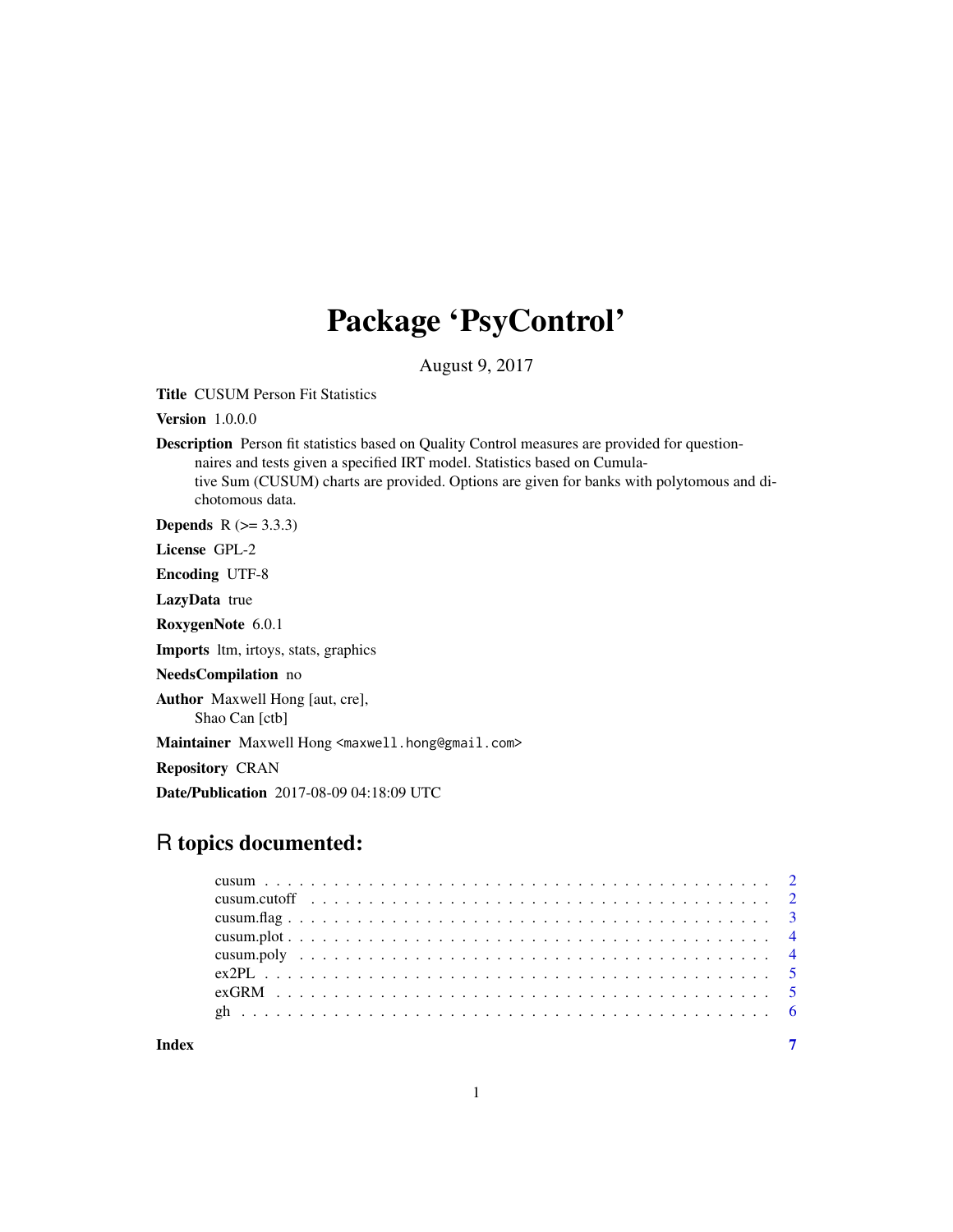# Package 'PsyControl'

August 9, 2017

**Title** CUSUM Person Fit Statistics

**Version** 1.0.0.0

**Description** Person fit statistics based on Quality Control measures are provided for questionnaires and tests given a specified IRT model. Statistics based on Cumulative Sum (CUSUM) charts are provided. Options are given for banks with polytomous and dichotomous data.

**Depends** R (>= 3.3.3)

**License** GPL-2

**Encoding** UTF-8

**LazyData** true

**RoxygenNote** 6.0.1

**Imports** ltm, irtoys, stats, graphics

**NeedsCompilation** no

**Author** Maxwell Hong [aut, cre],
Shao Can [ctb]

**Maintainer** Maxwell Hong <maxwell.hong@gmail.com>

**Repository** CRAN

**Date/Publication** 2017-08-09 04:18:09 UTC

## R topics documented:

| | |
|---|---|
| cusum | 2 |
| cusum.cutoff | 2 |
| cusum.flag | 3 |
| cusum.plot | 4 |
| cusum.poly | 4 |
| ex2PL | 5 |
| exGRM | 5 |
| gh | 6 |
| **Index** | **7** |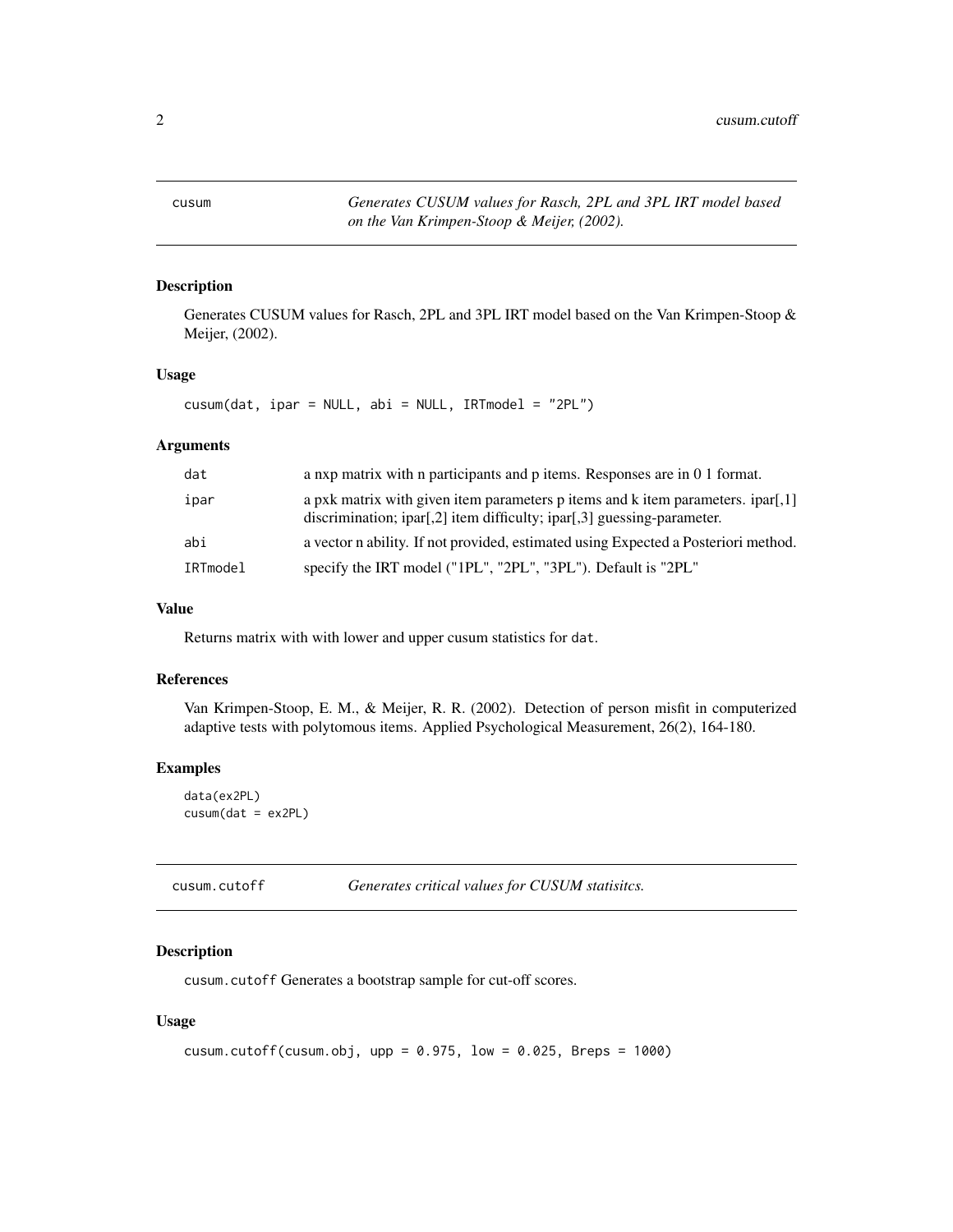## cusum — *Generates CUSUM values for Rasch, 2PL and 3PL IRT model based on the Van Krimpen-Stoop & Meijer, (2002).*

### Description

Generates CUSUM values for Rasch, 2PL and 3PL IRT model based on the Van Krimpen-Stoop & Meijer, (2002).

### Usage

```
cusum(dat, ipar = NULL, abi = NULL, IRTmodel = "2PL")
```

### Arguments

| | |
|---|---|
| dat | a nxp matrix with n participants and p items. Responses are in 0 1 format. |
| ipar | a pxk matrix with given item parameters p items and k item parameters. ipar[,1] discrimination; ipar[,2] item difficulty; ipar[,3] guessing-parameter. |
| abi | a vector n ability. If not provided, estimated using Expected a Posteriori method. |
| IRTmodel | specify the IRT model ("1PL", "2PL", "3PL"). Default is "2PL" |

### Value

Returns matrix with with lower and upper cusum statistics for `dat`.

### References

Van Krimpen-Stoop, E. M., & Meijer, R. R. (2002). Detection of person misfit in computerized adaptive tests with polytomous items. Applied Psychological Measurement, 26(2), 164-180.

### Examples

```
data(ex2PL)
cusum(dat = ex2PL)
```

## cusum.cutoff — *Generates critical values for CUSUM statisitcs.*

### Description

`cusum.cutoff` Generates a bootstrap sample for cut-off scores.

### Usage

```
cusum.cutoff(cusum.obj, upp = 0.975, low = 0.025, Breps = 1000)
```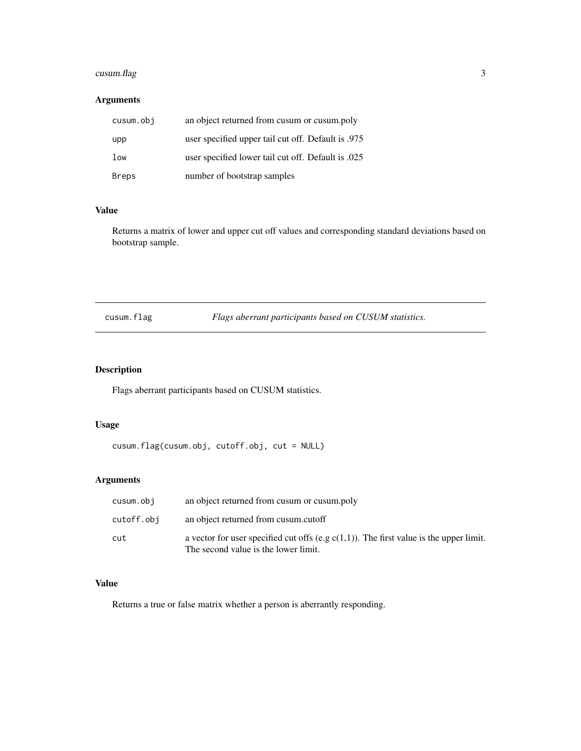## Arguments

| | |
|---|---|
| cusum.obj | an object returned from cusum or cusum.poly |
| upp | user specified upper tail cut off. Default is .975 |
| low | user specified lower tail cut off. Default is .025 |
| Breps | number of bootstrap samples |

## Value

Returns a matrix of lower and upper cut off values and corresponding standard deviations based on bootstrap sample.

---

# cusum.flag — *Flags aberrant participants based on CUSUM statistics.*

## Description

Flags aberrant participants based on CUSUM statistics.

## Usage

```
cusum.flag(cusum.obj, cutoff.obj, cut = NULL)
```

## Arguments

| | |
|---|---|
| cusum.obj | an object returned from cusum or cusum.poly |
| cutoff.obj | an object returned from cusum.cutoff |
| cut | a vector for user specified cut offs (e.g c(1,1)). The first value is the upper limit. The second value is the lower limit. |

## Value

Returns a true or false matrix whether a person is aberrantly responding.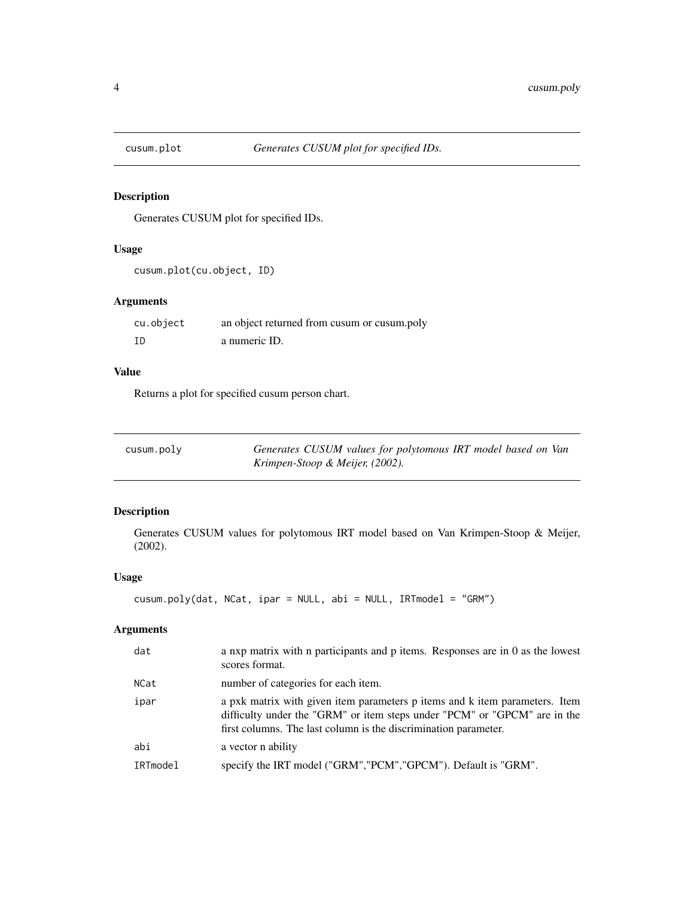## cusum.plot — *Generates CUSUM plot for specified IDs.*

### Description

Generates CUSUM plot for specified IDs.

### Usage

```
cusum.plot(cu.object, ID)
```

### Arguments

| | |
|---|---|
| cu.object | an object returned from cusum or cusum.poly |
| ID | a numeric ID. |

### Value

Returns a plot for specified cusum person chart.

## cusum.poly — *Generates CUSUM values for polytomous IRT model based on Van Krimpen-Stoop & Meijer, (2002).*

### Description

Generates CUSUM values for polytomous IRT model based on Van Krimpen-Stoop & Meijer, (2002).

### Usage

```
cusum.poly(dat, NCat, ipar = NULL, abi = NULL, IRTmodel = "GRM")
```

### Arguments

| | |
|---|---|
| dat | a nxp matrix with n participants and p items. Responses are in 0 as the lowest scores format. |
| NCat | number of categories for each item. |
| ipar | a pxk matrix with given item parameters p items and k item parameters. Item difficulty under the "GRM" or item steps under "PCM" or "GPCM" are in the first columns. The last column is the discrimination parameter. |
| abi | a vector n ability |
| IRTmodel | specify the IRT model ("GRM","PCM","GPCM"). Default is "GRM". |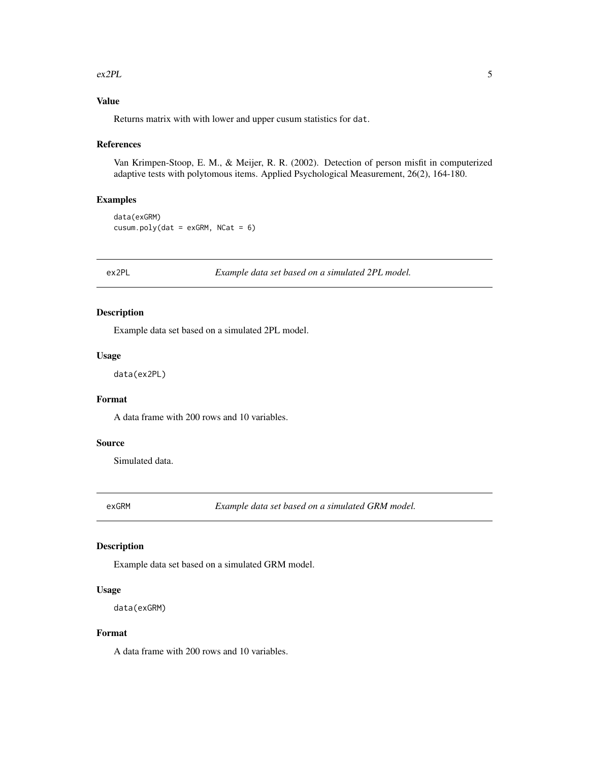### Value

Returns matrix with with lower and upper cusum statistics for `dat`.

### References

Van Krimpen-Stoop, E. M., & Meijer, R. R. (2002). Detection of person misfit in computerized adaptive tests with polytomous items. Applied Psychological Measurement, 26(2), 164-180.

### Examples

```
data(exGRM)
cusum.poly(dat = exGRM, NCat = 6)
```

---

## ex2PL — *Example data set based on a simulated 2PL model.*

### Description

Example data set based on a simulated 2PL model.

### Usage

```
data(ex2PL)
```

### Format

A data frame with 200 rows and 10 variables.

### Source

Simulated data.

---

## exGRM — *Example data set based on a simulated GRM model.*

### Description

Example data set based on a simulated GRM model.

### Usage

```
data(exGRM)
```

### Format

A data frame with 200 rows and 10 variables.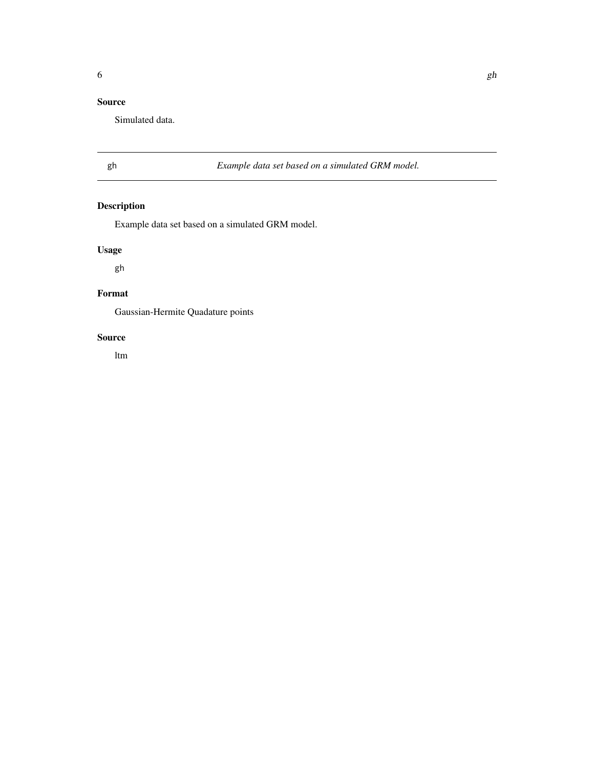## Source

Simulated data.

---

gh *Example data set based on a simulated GRM model.*

---

## Description

Example data set based on a simulated GRM model.

## Usage

```
gh
```

## Format

Gaussian-Hermite Quadature points

## Source

ltm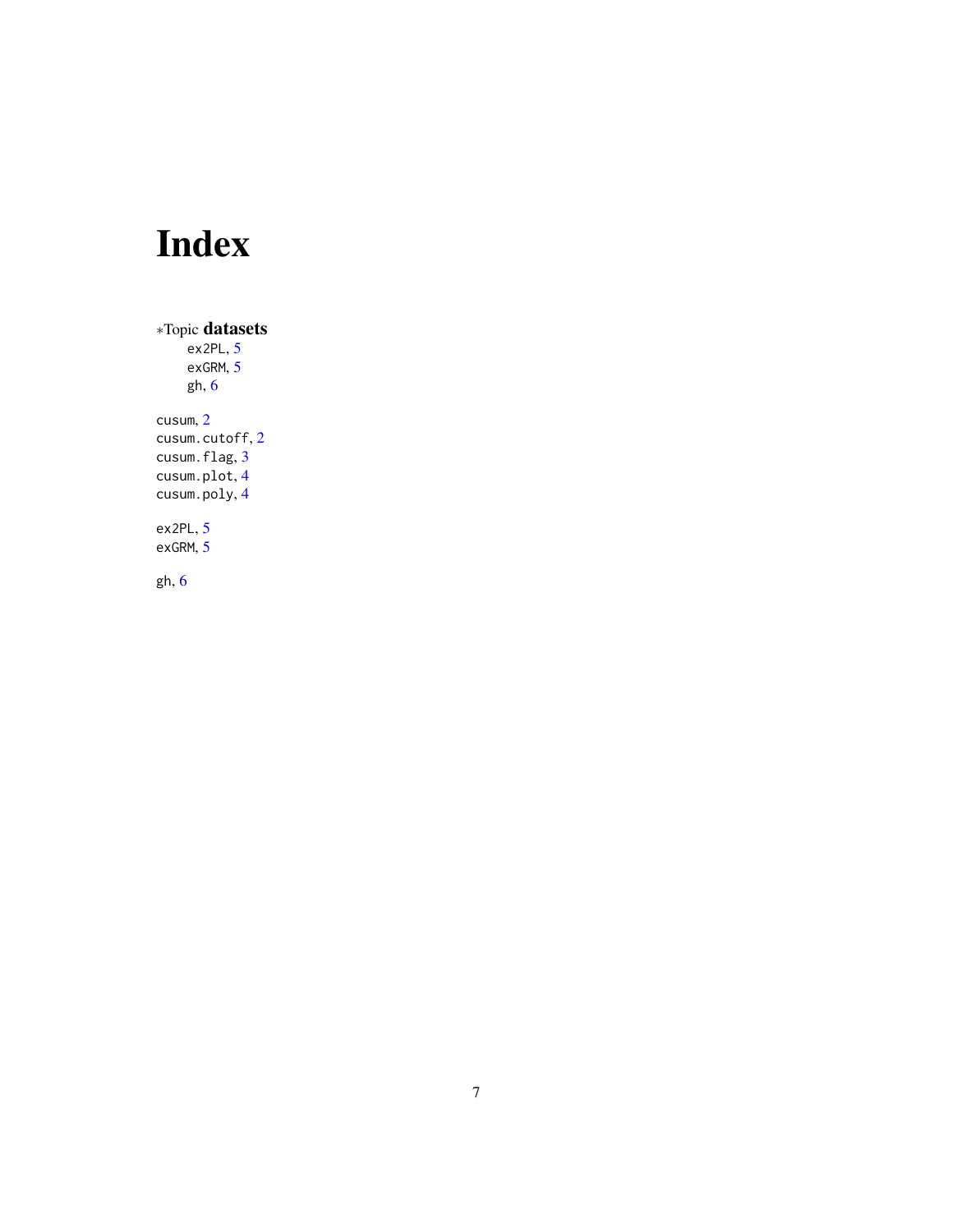# Index

∗Topic **datasets**

- ex2PL, 5
- exGRM, 5
- gh, 6

cusum, 2
cusum.cutoff, 2
cusum.flag, 3
cusum.plot, 4
cusum.poly, 4

ex2PL, 5
exGRM, 5

gh, 6